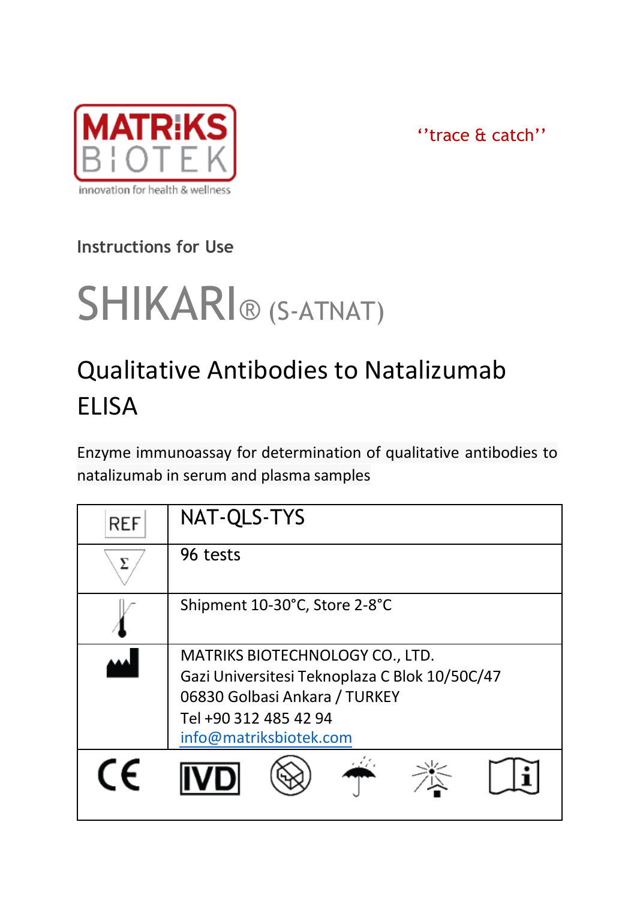MATRIKS BIOTEK

innovation for health & wellness

''trace & catch''

Instructions for Use

# SHIKARI® (S-ATNAT)

## Qualitative Antibodies to Natalizumab ELISA

Enzyme immunoassay for determination of qualitative antibodies to natalizumab in serum and plasma samples

| REF | NAT-QLS-TYS |
|---|---|
| Σ | 96 tests |
| | Shipment 10-30°C, Store 2-8°C |
| | MATRIKS BIOTECHNOLOGY CO., LTD.<br>Gazi Universitesi Teknoplaza C Blok 10/50C/47<br>06830 Golbasi Ankara / TURKEY<br>Tel +90 312 485 42 94<br>info@matriksbiotek.com |

CE IVD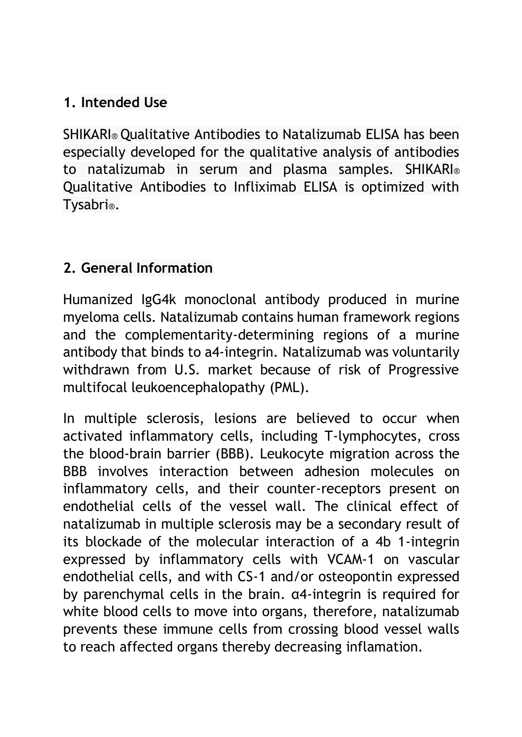## 1. Intended Use

SHIKARI® Qualitative Antibodies to Natalizumab ELISA has been especially developed for the qualitative analysis of antibodies to natalizumab in serum and plasma samples. SHIKARI® Qualitative Antibodies to Infliximab ELISA is optimized with Tysabri®.

## 2. General Information

Humanized IgG4k monoclonal antibody produced in murine myeloma cells. Natalizumab contains human framework regions and the complementarity-determining regions of a murine antibody that binds to a4-integrin. Natalizumab was voluntarily withdrawn from U.S. market because of risk of Progressive multifocal leukoencephalopathy (PML).

In multiple sclerosis, lesions are believed to occur when activated inflammatory cells, including T-lymphocytes, cross the blood-brain barrier (BBB). Leukocyte migration across the BBB involves interaction between adhesion molecules on inflammatory cells, and their counter-receptors present on endothelial cells of the vessel wall. The clinical effect of natalizumab in multiple sclerosis may be a secondary result of its blockade of the molecular interaction of a 4b 1-integrin expressed by inflammatory cells with VCAM-1 on vascular endothelial cells, and with CS-1 and/or osteopontin expressed by parenchymal cells in the brain. α4-integrin is required for white blood cells to move into organs, therefore, natalizumab prevents these immune cells from crossing blood vessel walls to reach affected organs thereby decreasing inflamation.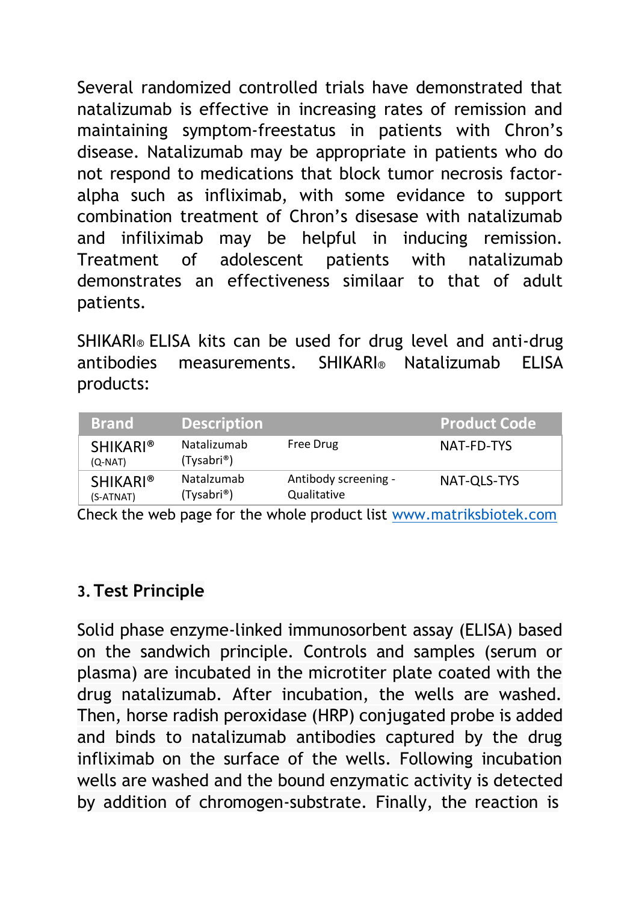Several randomized controlled trials have demonstrated that natalizumab is effective in increasing rates of remission and maintaining symptom-freestatus in patients with Chron's disease. Natalizumab may be appropriate in patients who do not respond to medications that block tumor necrosis factor-alpha such as infliximab, with some evidance to support combination treatment of Chron's disesase with natalizumab and infiliximab may be helpful in inducing remission. Treatment of adolescent patients with natalizumab demonstrates an effectiveness similaar to that of adult patients.

SHIKARI® ELISA kits can be used for drug level and anti-drug antibodies measurements. SHIKARI® Natalizumab ELISA products:

| Brand | Description | | Product Code |
|---|---|---|---|
| SHIKARI® (Q-NAT) | Natalizumab (Tysabri®) | Free Drug | NAT-FD-TYS |
| SHIKARI® (S-ATNAT) | Natalzumab (Tysabri®) | Antibody screening - Qualitative | NAT-QLS-TYS |

Check the web page for the whole product list www.matriksbiotek.com

## 3. Test Principle

Solid phase enzyme-linked immunosorbent assay (ELISA) based on the sandwich principle. Controls and samples (serum or plasma) are incubated in the microtiter plate coated with the drug natalizumab. After incubation, the wells are washed. Then, horse radish peroxidase (HRP) conjugated probe is added and binds to natalizumab antibodies captured by the drug infliximab on the surface of the wells. Following incubation wells are washed and the bound enzymatic activity is detected by addition of chromogen-substrate. Finally, the reaction is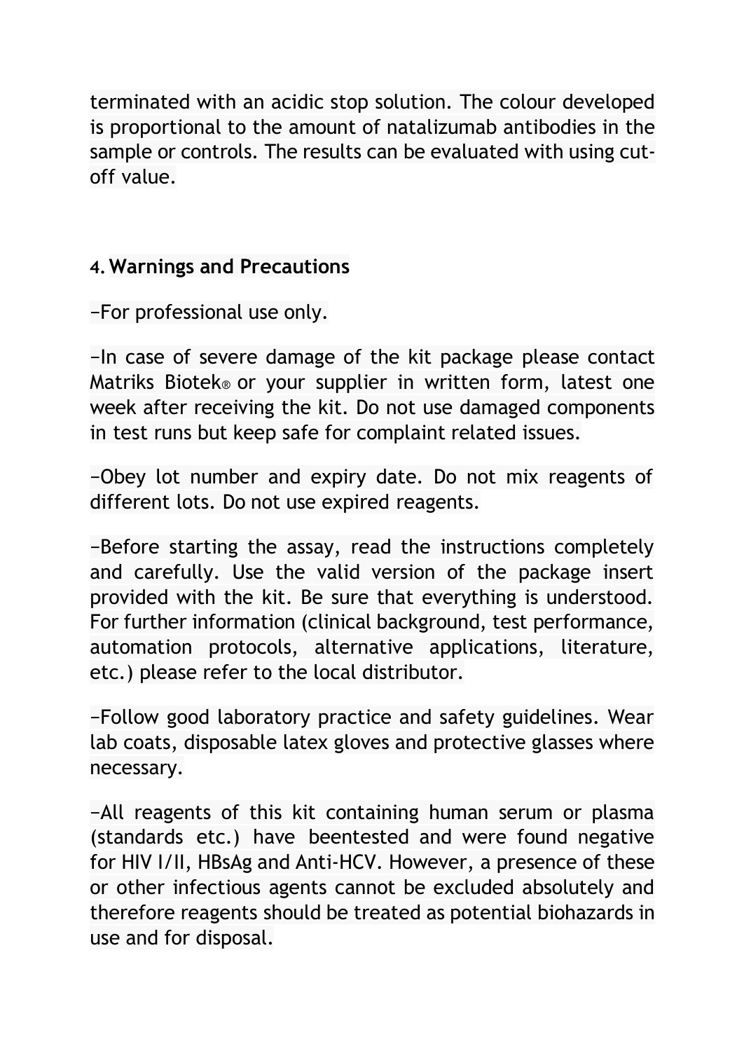terminated with an acidic stop solution. The colour developed is proportional to the amount of natalizumab antibodies in the sample or controls. The results can be evaluated with using cut-off value.

## 4. Warnings and Precautions

−For professional use only.

−In case of severe damage of the kit package please contact Matriks Biotek® or your supplier in written form, latest one week after receiving the kit. Do not use damaged components in test runs but keep safe for complaint related issues.

−Obey lot number and expiry date. Do not mix reagents of different lots. Do not use expired reagents.

−Before starting the assay, read the instructions completely and carefully. Use the valid version of the package insert provided with the kit. Be sure that everything is understood. For further information (clinical background, test performance, automation protocols, alternative applications, literature, etc.) please refer to the local distributor.

−Follow good laboratory practice and safety guidelines. Wear lab coats, disposable latex gloves and protective glasses where necessary.

−All reagents of this kit containing human serum or plasma (standards etc.) have beentested and were found negative for HIV I/II, HBsAg and Anti-HCV. However, a presence of these or other infectious agents cannot be excluded absolutely and therefore reagents should be treated as potential biohazards in use and for disposal.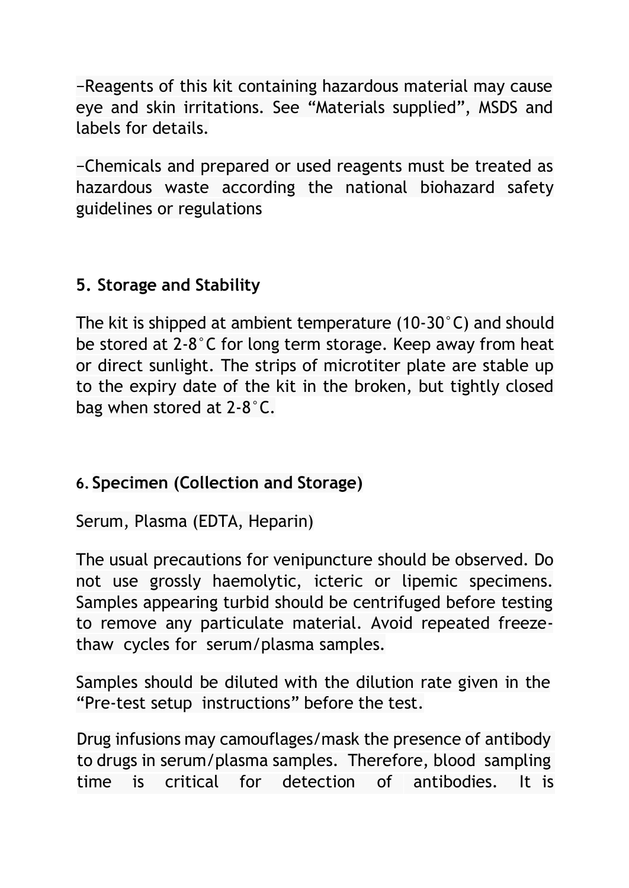–Reagents of this kit containing hazardous material may cause eye and skin irritations. See "Materials supplied", MSDS and labels for details.

–Chemicals and prepared or used reagents must be treated as hazardous waste according the national biohazard safety guidelines or regulations

## 5. Storage and Stability

The kit is shipped at ambient temperature (10-30°C) and should be stored at 2-8°C for long term storage. Keep away from heat or direct sunlight. The strips of microtiter plate are stable up to the expiry date of the kit in the broken, but tightly closed bag when stored at 2-8°C.

## 6. Specimen (Collection and Storage)

Serum, Plasma (EDTA, Heparin)

The usual precautions for venipuncture should be observed. Do not use grossly haemolytic, icteric or lipemic specimens. Samples appearing turbid should be centrifuged before testing to remove any particulate material. Avoid repeated freeze-thaw cycles for serum/plasma samples.

Samples should be diluted with the dilution rate given in the "Pre-test setup instructions" before the test.

Drug infusions may camouflages/mask the presence of antibody to drugs in serum/plasma samples. Therefore, blood sampling time is critical for detection of antibodies. It is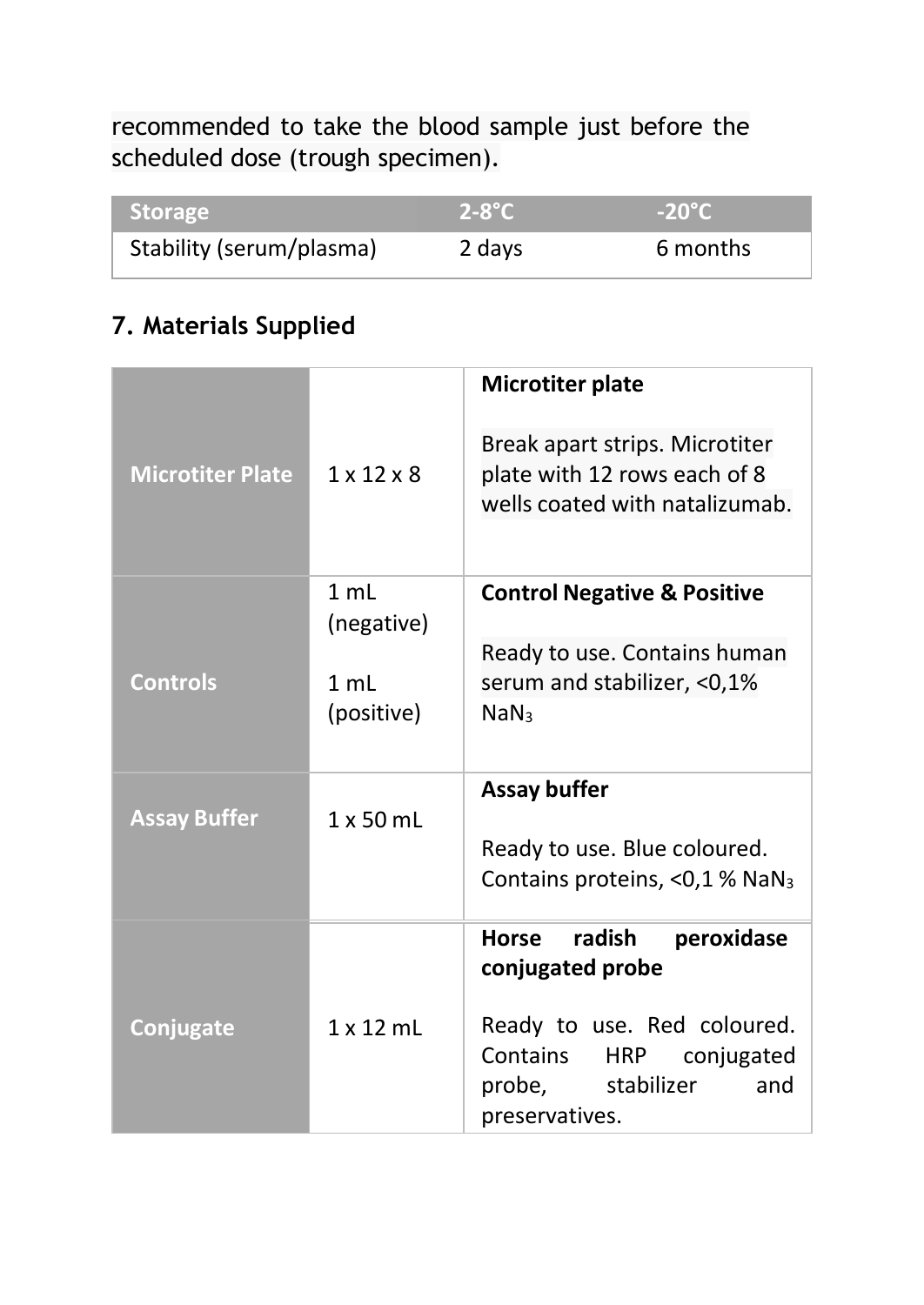recommended to take the blood sample just before the scheduled dose (trough specimen).

| Storage | 2-8°C | -20°C |
| --- | --- | --- |
| Stability (serum/plasma) | 2 days | 6 months |

## 7. Materials Supplied

| | | |
| --- | --- | --- |
| **Microtiter Plate** | 1 x 12 x 8 | **Microtiter plate**<br><br>Break apart strips. Microtiter plate with 12 rows each of 8 wells coated with natalizumab. |
| **Controls** | 1 mL (negative)<br><br>1 mL (positive) | **Control Negative & Positive**<br><br>Ready to use. Contains human serum and stabilizer, <0,1% $NaN_3$ |
| **Assay Buffer** | 1 x 50 mL | **Assay buffer**<br><br>Ready to use. Blue coloured. Contains proteins, <0,1 % $NaN_3$ |
| **Conjugate** | 1 x 12 mL | **Horse radish peroxidase conjugated probe**<br><br>Ready to use. Red coloured. Contains HRP conjugated probe, stabilizer and preservatives. |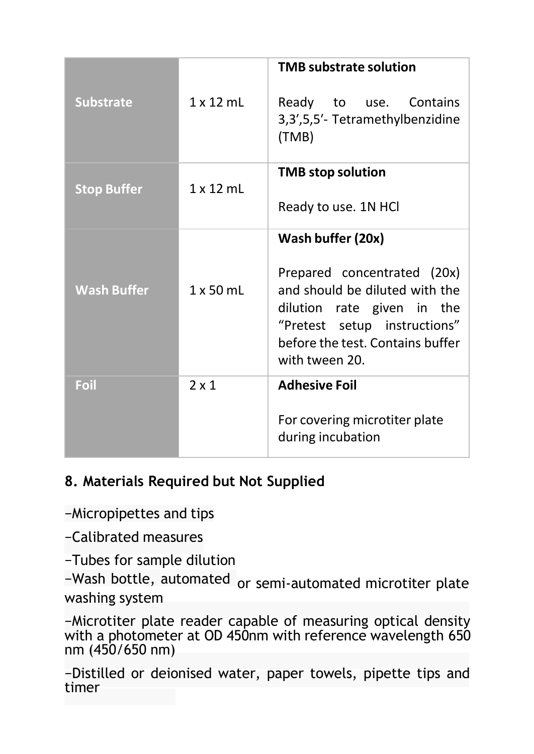| | | |
|---|---|---|
| **Substrate** | 1 x 12 mL | **TMB substrate solution**<br><br>Ready to use. Contains 3,3′,5,5′- Tetramethylbenzidine (TMB) |
| **Stop Buffer** | 1 x 12 mL | **TMB stop solution**<br><br>Ready to use. 1N HCl |
| **Wash Buffer** | 1 x 50 mL | **Wash buffer (20x)**<br><br>Prepared concentrated (20x) and should be diluted with the dilution rate given in the "Pretest setup instructions" before the test. Contains buffer with tween 20. |
| **Foil** | 2 x 1 | **Adhesive Foil**<br><br>For covering microtiter plate during incubation |

## 8. Materials Required but Not Supplied

–Micropipettes and tips

–Calibrated measures

–Tubes for sample dilution

–Wash bottle, automated or semi-automated microtiter plate washing system

–Microtiter plate reader capable of measuring optical density with a photometer at OD 450nm with reference wavelength 650 nm (450/650 nm)

–Distilled or deionised water, paper towels, pipette tips and timer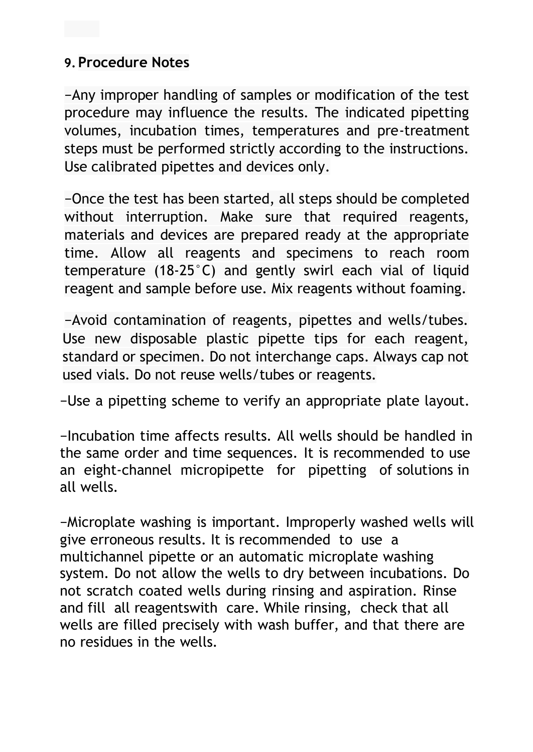## 9. Procedure Notes

−Any improper handling of samples or modification of the test procedure may influence the results. The indicated pipetting volumes, incubation times, temperatures and pre-treatment steps must be performed strictly according to the instructions. Use calibrated pipettes and devices only.

−Once the test has been started, all steps should be completed without interruption. Make sure that required reagents, materials and devices are prepared ready at the appropriate time. Allow all reagents and specimens to reach room temperature (18-25°C) and gently swirl each vial of liquid reagent and sample before use. Mix reagents without foaming.

−Avoid contamination of reagents, pipettes and wells/tubes. Use new disposable plastic pipette tips for each reagent, standard or specimen. Do not interchange caps. Always cap not used vials. Do not reuse wells/tubes or reagents.

−Use a pipetting scheme to verify an appropriate plate layout.

−Incubation time affects results. All wells should be handled in the same order and time sequences. It is recommended to use an eight-channel micropipette for pipetting of solutions in all wells.

−Microplate washing is important. Improperly washed wells will give erroneous results. It is recommended to use a multichannel pipette or an automatic microplate washing system. Do not allow the wells to dry between incubations. Do not scratch coated wells during rinsing and aspiration. Rinse and fill all reagentswith care. While rinsing, check that all wells are filled precisely with wash buffer, and that there are no residues in the wells.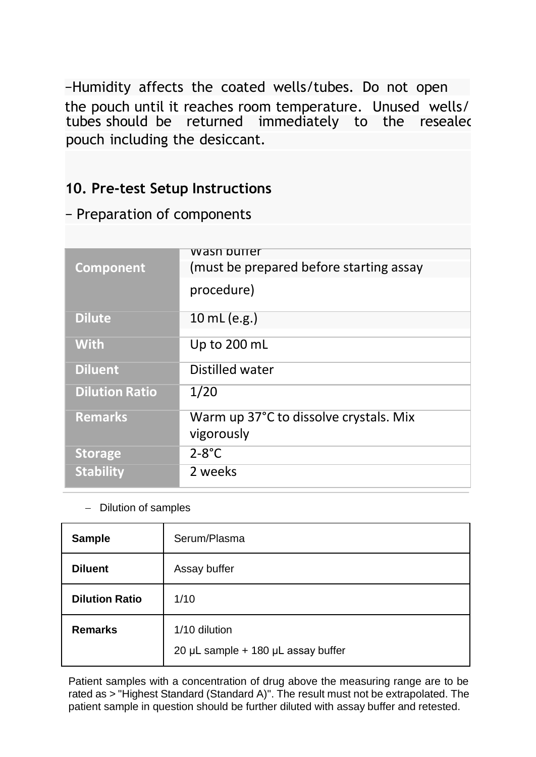–Humidity affects the coated wells/tubes. Do not open the pouch until it reaches room temperature. Unused wells/ tubes should be returned immediately to the resealed pouch including the desiccant.

## 10. Pre-test Setup Instructions

– Preparation of components

| Component | Wash buffer (must be prepared before starting assay procedure) |
|---|---|
| Dilute | 10 mL (e.g.) |
| With | Up to 200 mL |
| Diluent | Distilled water |
| Dilution Ratio | 1/20 |
| Remarks | Warm up 37°C to dissolve crystals. Mix vigorously |
| Storage | 2-8°C |
| Stability | 2 weeks |

– Dilution of samples

| Sample | Serum/Plasma |
|---|---|
| Diluent | Assay buffer |
| Dilution Ratio | 1/10 |
| Remarks | 1/10 dilution<br>20 µL sample + 180 µL assay buffer |

Patient samples with a concentration of drug above the measuring range are to be rated as > "Highest Standard (Standard A)". The result must not be extrapolated. The patient sample in question should be further diluted with assay buffer and retested.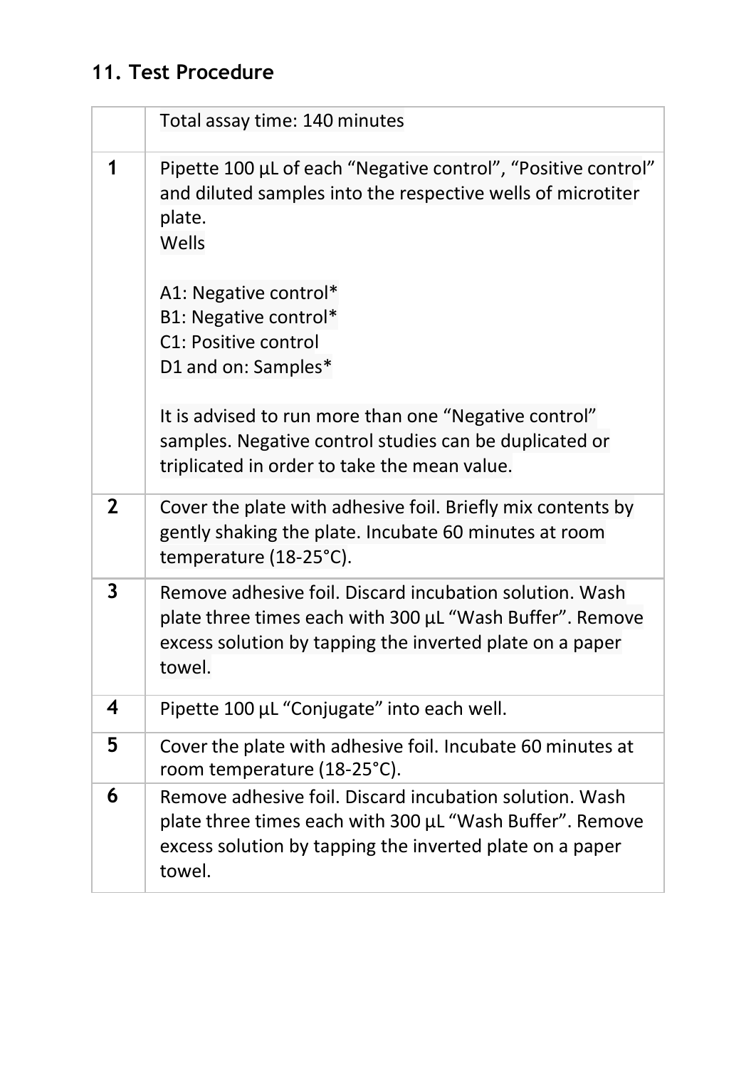## 11. Test Procedure

| | Total assay time: 140 minutes |
|---|---|
| 1 | Pipette 100 µL of each “Negative control”, “Positive control” and diluted samples into the respective wells of microtiter plate.<br>Wells<br><br>A1: Negative control*<br>B1: Negative control*<br>C1: Positive control<br>D1 and on: Samples*<br><br>It is advised to run more than one “Negative control” samples. Negative control studies can be duplicated or triplicated in order to take the mean value. |
| 2 | Cover the plate with adhesive foil. Briefly mix contents by gently shaking the plate. Incubate 60 minutes at room temperature (18-25°C). |
| 3 | Remove adhesive foil. Discard incubation solution. Wash plate three times each with 300 µL “Wash Buffer”. Remove excess solution by tapping the inverted plate on a paper towel. |
| 4 | Pipette 100 µL “Conjugate” into each well. |
| 5 | Cover the plate with adhesive foil. Incubate 60 minutes at room temperature (18-25°C). |
| 6 | Remove adhesive foil. Discard incubation solution. Wash plate three times each with 300 µL “Wash Buffer”. Remove excess solution by tapping the inverted plate on a paper towel. |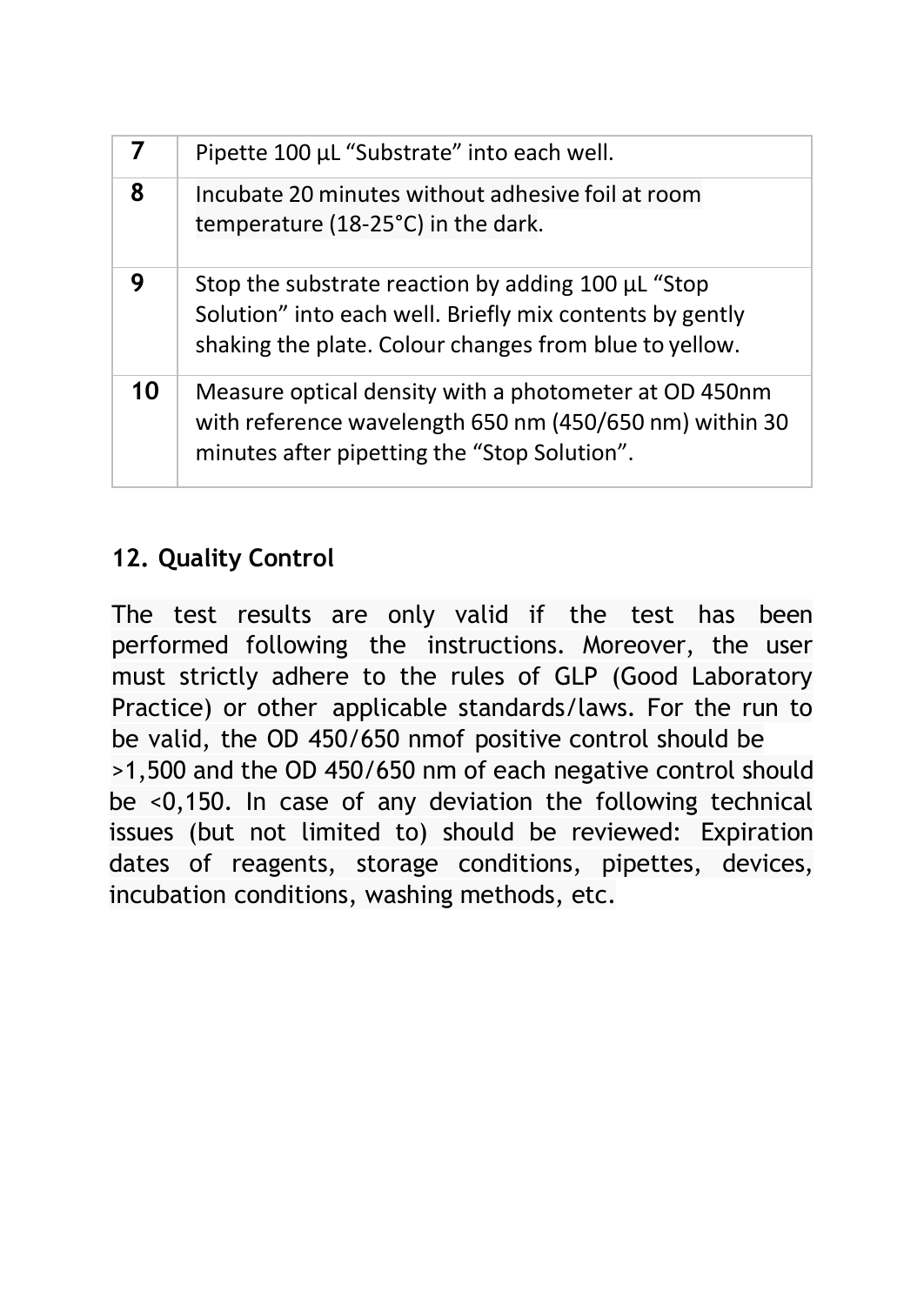| 7 | Pipette 100 µL "Substrate" into each well. |
| --- | --- |
| 8 | Incubate 20 minutes without adhesive foil at room temperature (18-25°C) in the dark. |
| 9 | Stop the substrate reaction by adding 100 µL "Stop Solution" into each well. Briefly mix contents by gently shaking the plate. Colour changes from blue to yellow. |
| 10 | Measure optical density with a photometer at OD 450nm with reference wavelength 650 nm (450/650 nm) within 30 minutes after pipetting the "Stop Solution". |

## 12. Quality Control

The test results are only valid if the test has been performed following the instructions. Moreover, the user must strictly adhere to the rules of GLP (Good Laboratory Practice) or other applicable standards/laws. For the run to be valid, the OD 450/650 nmof positive control should be >1,500 and the OD 450/650 nm of each negative control should be <0,150. In case of any deviation the following technical issues (but not limited to) should be reviewed: Expiration dates of reagents, storage conditions, pipettes, devices, incubation conditions, washing methods, etc.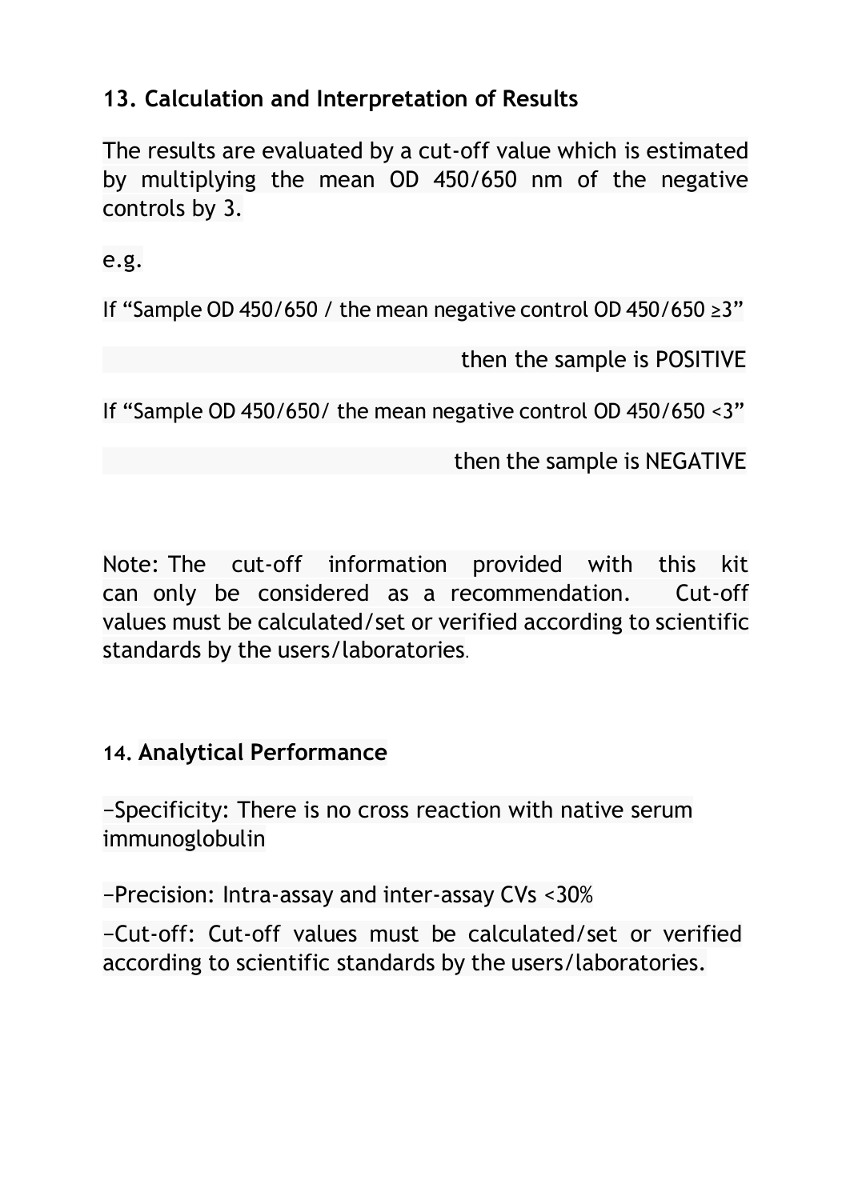### 13. Calculation and Interpretation of Results

The results are evaluated by a cut-off value which is estimated by multiplying the mean OD 450/650 nm of the negative controls by 3.

e.g.

If "Sample OD 450/650 / the mean negative control OD 450/650 ≥3"

then the sample is POSITIVE

If "Sample OD 450/650/ the mean negative control OD 450/650 <3"

then the sample is NEGATIVE

Note: The cut-off information provided with this kit can only be considered as a recommendation. Cut-off values must be calculated/set or verified according to scientific standards by the users/laboratories.

### 14. Analytical Performance

−Specificity: There is no cross reaction with native serum immunoglobulin

−Precision: Intra-assay and inter-assay CVs <30%

−Cut-off: Cut-off values must be calculated/set or verified according to scientific standards by the users/laboratories.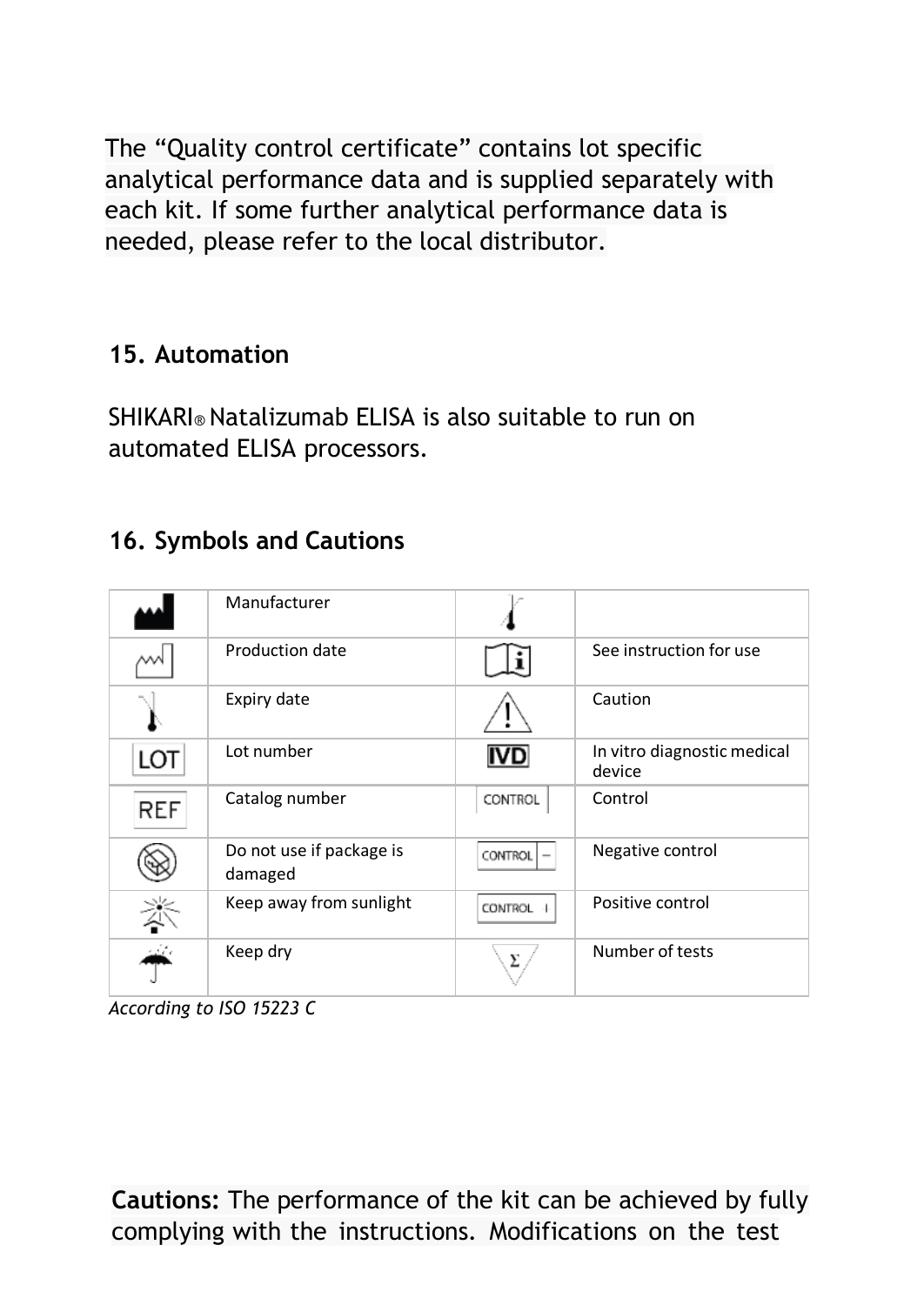The "Quality control certificate" contains lot specific analytical performance data and is supplied separately with each kit. If some further analytical performance data is needed, please refer to the local distributor.

## 15. Automation

SHIKARI® Natalizumab ELISA is also suitable to run on automated ELISA processors.

## 16. Symbols and Cautions

| Symbol | Meaning | Symbol | Meaning |
|---|---|---|---|
| | Manufacturer | | |
| | Production date | | See instruction for use |
| | Expiry date | | Caution |
| LOT | Lot number | IVD | In vitro diagnostic medical device |
| REF | Catalog number | CONTROL | Control |
| | Do not use if package is damaged | CONTROL − | Negative control |
| | Keep away from sunlight | CONTROL + | Positive control |
| | Keep dry | Σ | Number of tests |

*According to ISO 15223 C*

**Cautions:** The performance of the kit can be achieved by fully complying with the instructions. Modifications on the test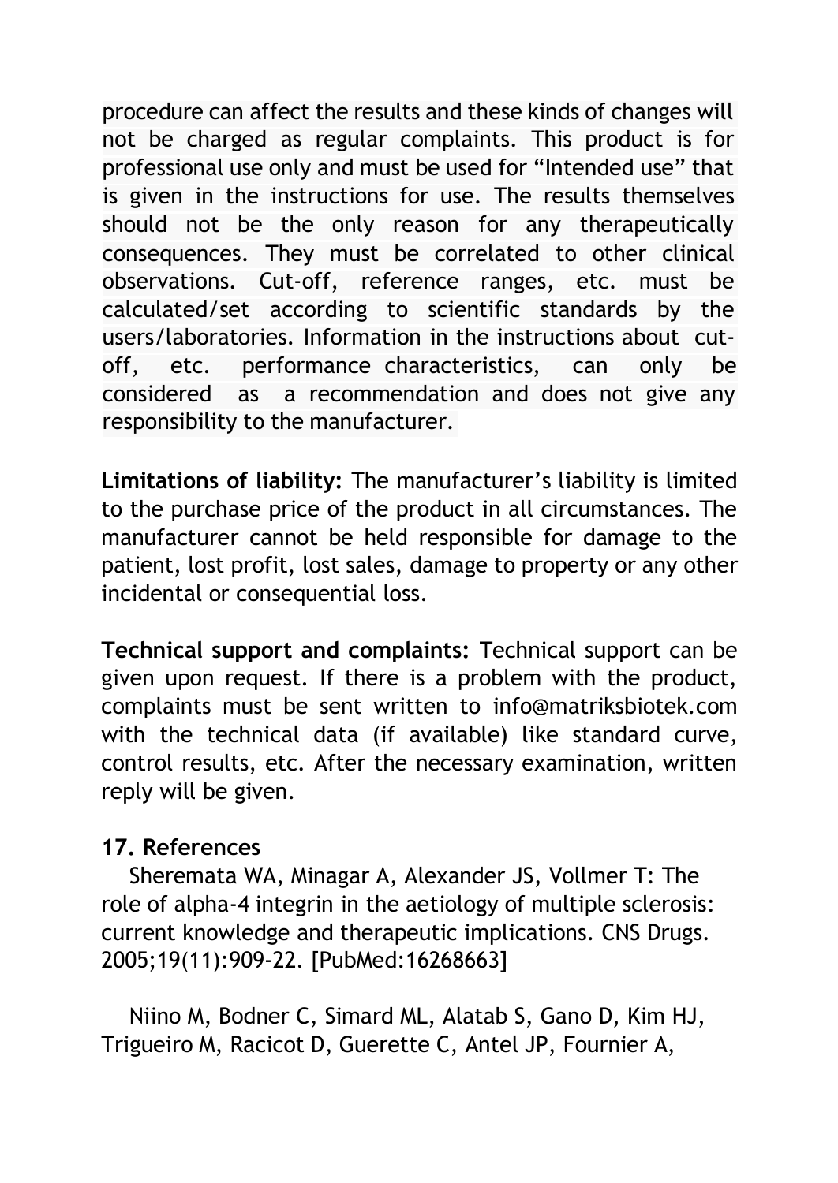procedure can affect the results and these kinds of changes will not be charged as regular complaints. This product is for professional use only and must be used for "Intended use" that is given in the instructions for use. The results themselves should not be the only reason for any therapeutically consequences. They must be correlated to other clinical observations. Cut-off, reference ranges, etc. must be calculated/set according to scientific standards by the users/laboratories. Information in the instructions about cut-off, etc. performance characteristics, can only be considered as a recommendation and does not give any responsibility to the manufacturer.

**Limitations of liability:** The manufacturer's liability is limited to the purchase price of the product in all circumstances. The manufacturer cannot be held responsible for damage to the patient, lost profit, lost sales, damage to property or any other incidental or consequential loss.

**Technical support and complaints:** Technical support can be given upon request. If there is a problem with the product, complaints must be sent written to info@matriksbiotek.com with the technical data (if available) like standard curve, control results, etc. After the necessary examination, written reply will be given.

## 17. References

Sheremata WA, Minagar A, Alexander JS, Vollmer T: The role of alpha-4 integrin in the aetiology of multiple sclerosis: current knowledge and therapeutic implications. CNS Drugs. 2005;19(11):909-22. [PubMed:16268663]

Niino M, Bodner C, Simard ML, Alatab S, Gano D, Kim HJ, Trigueiro M, Racicot D, Guerette C, Antel JP, Fournier A,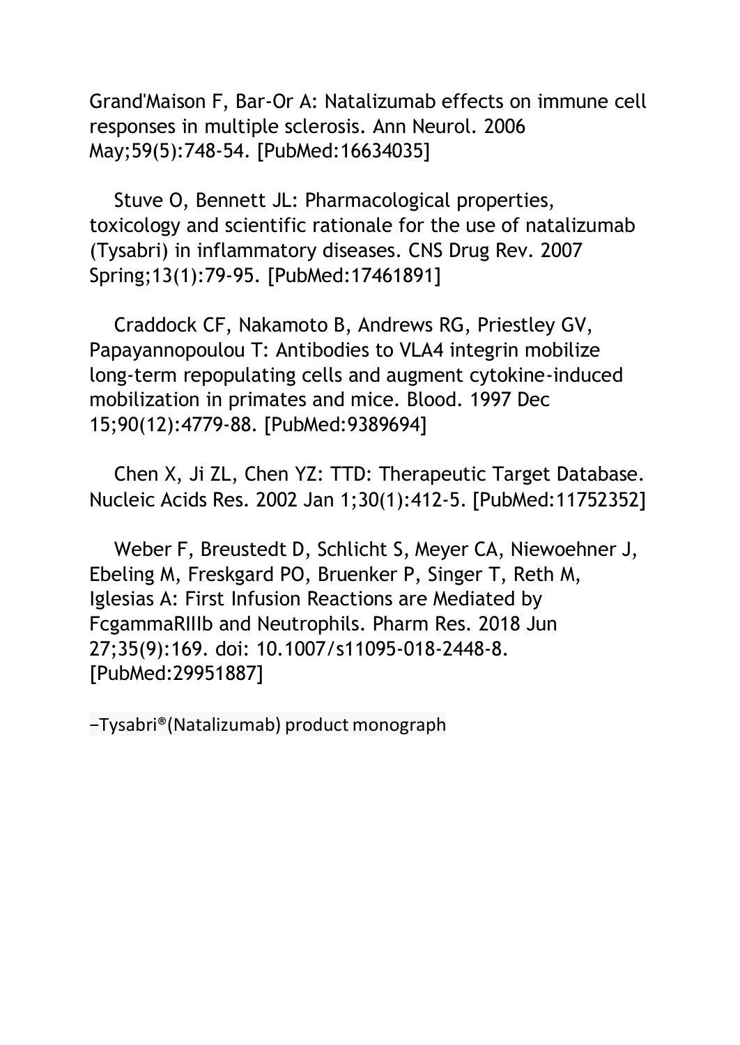Grand'Maison F, Bar-Or A: Natalizumab effects on immune cell responses in multiple sclerosis. Ann Neurol. 2006 May;59(5):748-54. [PubMed:16634035]

Stuve O, Bennett JL: Pharmacological properties, toxicology and scientific rationale for the use of natalizumab (Tysabri) in inflammatory diseases. CNS Drug Rev. 2007 Spring;13(1):79-95. [PubMed:17461891]

Craddock CF, Nakamoto B, Andrews RG, Priestley GV, Papayannopoulou T: Antibodies to VLA4 integrin mobilize long-term repopulating cells and augment cytokine-induced mobilization in primates and mice. Blood. 1997 Dec 15;90(12):4779-88. [PubMed:9389694]

Chen X, Ji ZL, Chen YZ: TTD: Therapeutic Target Database. Nucleic Acids Res. 2002 Jan 1;30(1):412-5. [PubMed:11752352]

Weber F, Breustedt D, Schlicht S, Meyer CA, Niewoehner J, Ebeling M, Freskgard PO, Bruenker P, Singer T, Reth M, Iglesias A: First Infusion Reactions are Mediated by FcgammaRIIIb and Neutrophils. Pharm Res. 2018 Jun 27;35(9):169. doi: 10.1007/s11095-018-2448-8. [PubMed:29951887]

–Tysabri®(Natalizumab) product monograph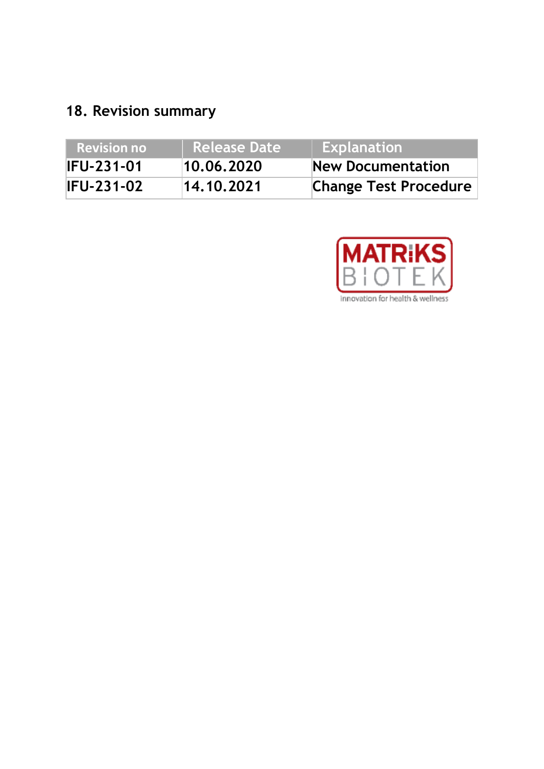## 18. Revision summary

| Revision no | Release Date | Explanation |
|---|---|---|
| IFU-231-01 | 10.06.2020 | New Documentation |
| IFU-231-02 | 14.10.2021 | Change Test Procedure |

MATRIKS BIOTEK
innovation for health & wellness